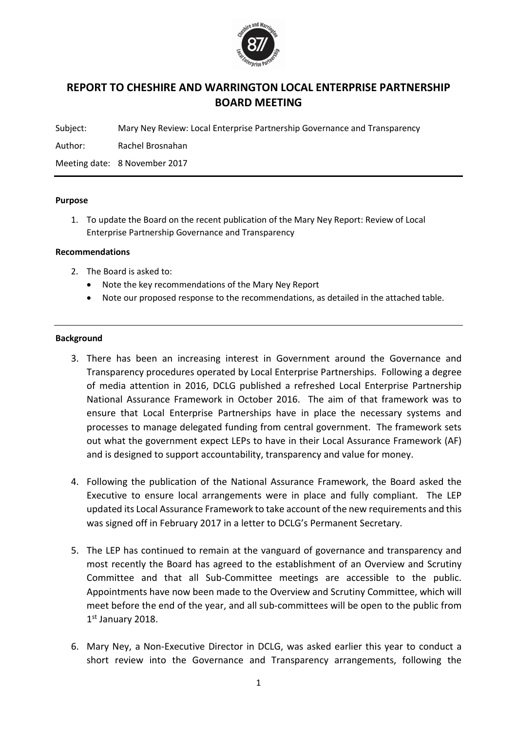# REPORT TO CHESHIRE AND WARRINGTON LOCAL ENTERPRISE PARTNERSHIP BOARD MEETING

Subject: Mary Ney Review: Local Enterprise Partnership Governance and Transparency

Author: Rachel Brosnahan

Meeting date: 8 November 2017

---

**Purpose**

1. To update the Board on the recent publication of the Mary Ney Report: Review of Local Enterprise Partnership Governance and Transparency

**Recommendations**

2. The Board is asked to:
   - Note the key recommendations of the Mary Ney Report
   - Note our proposed response to the recommendations, as detailed in the attached table.

---

**Background**

3. There has been an increasing interest in Government around the Governance and Transparency procedures operated by Local Enterprise Partnerships. Following a degree of media attention in 2016, DCLG published a refreshed Local Enterprise Partnership National Assurance Framework in October 2016. The aim of that framework was to ensure that Local Enterprise Partnerships have in place the necessary systems and processes to manage delegated funding from central government. The framework sets out what the government expect LEPs to have in their Local Assurance Framework (AF) and is designed to support accountability, transparency and value for money.

4. Following the publication of the National Assurance Framework, the Board asked the Executive to ensure local arrangements were in place and fully compliant. The LEP updated its Local Assurance Framework to take account of the new requirements and this was signed off in February 2017 in a letter to DCLG's Permanent Secretary.

5. The LEP has continued to remain at the vanguard of governance and transparency and most recently the Board has agreed to the establishment of an Overview and Scrutiny Committee and that all Sub-Committee meetings are accessible to the public. Appointments have now been made to the Overview and Scrutiny Committee, which will meet before the end of the year, and all sub-committees will be open to the public from 1st January 2018.

6. Mary Ney, a Non-Executive Director in DCLG, was asked earlier this year to conduct a short review into the Governance and Transparency arrangements, following the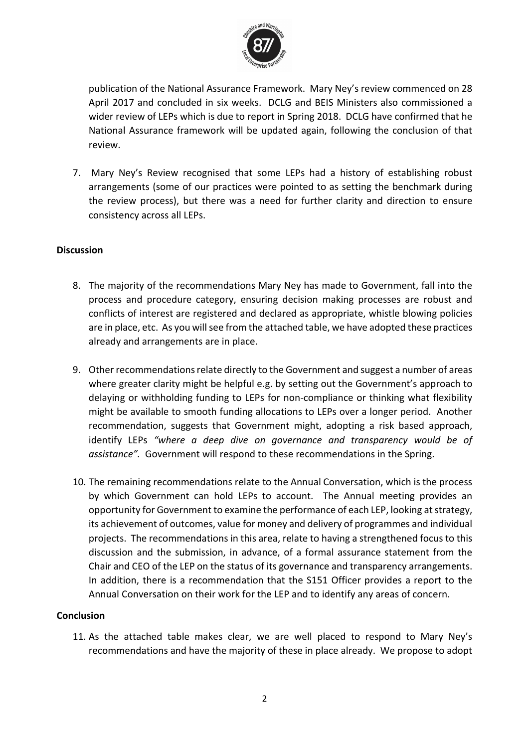publication of the National Assurance Framework. Mary Ney's review commenced on 28 April 2017 and concluded in six weeks. DCLG and BEIS Ministers also commissioned a wider review of LEPs which is due to report in Spring 2018. DCLG have confirmed that he National Assurance framework will be updated again, following the conclusion of that review.

7. Mary Ney's Review recognised that some LEPs had a history of establishing robust arrangements (some of our practices were pointed to as setting the benchmark during the review process), but there was a need for further clarity and direction to ensure consistency across all LEPs.

**Discussion**

8. The majority of the recommendations Mary Ney has made to Government, fall into the process and procedure category, ensuring decision making processes are robust and conflicts of interest are registered and declared as appropriate, whistle blowing policies are in place, etc. As you will see from the attached table, we have adopted these practices already and arrangements are in place.

9. Other recommendations relate directly to the Government and suggest a number of areas where greater clarity might be helpful e.g. by setting out the Government's approach to delaying or withholding funding to LEPs for non-compliance or thinking what flexibility might be available to smooth funding allocations to LEPs over a longer period. Another recommendation, suggests that Government might, adopting a risk based approach, identify LEPs *"where a deep dive on governance and transparency would be of assistance"*. Government will respond to these recommendations in the Spring.

10. The remaining recommendations relate to the Annual Conversation, which is the process by which Government can hold LEPs to account. The Annual meeting provides an opportunity for Government to examine the performance of each LEP, looking at strategy, its achievement of outcomes, value for money and delivery of programmes and individual projects. The recommendations in this area, relate to having a strengthened focus to this discussion and the submission, in advance, of a formal assurance statement from the Chair and CEO of the LEP on the status of its governance and transparency arrangements. In addition, there is a recommendation that the S151 Officer provides a report to the Annual Conversation on their work for the LEP and to identify any areas of concern.

**Conclusion**

11. As the attached table makes clear, we are well placed to respond to Mary Ney's recommendations and have the majority of these in place already. We propose to adopt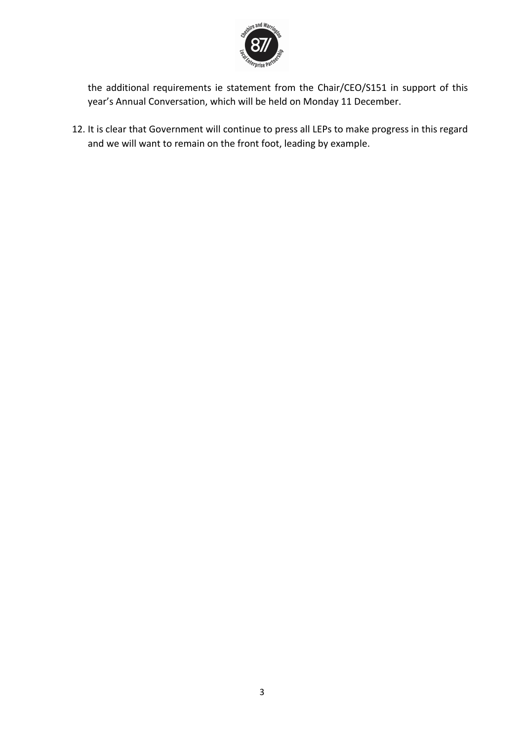the additional requirements ie statement from the Chair/CEO/S151 in support of this year's Annual Conversation, which will be held on Monday 11 December.

12. It is clear that Government will continue to press all LEPs to make progress in this regard and we will want to remain on the front foot, leading by example.